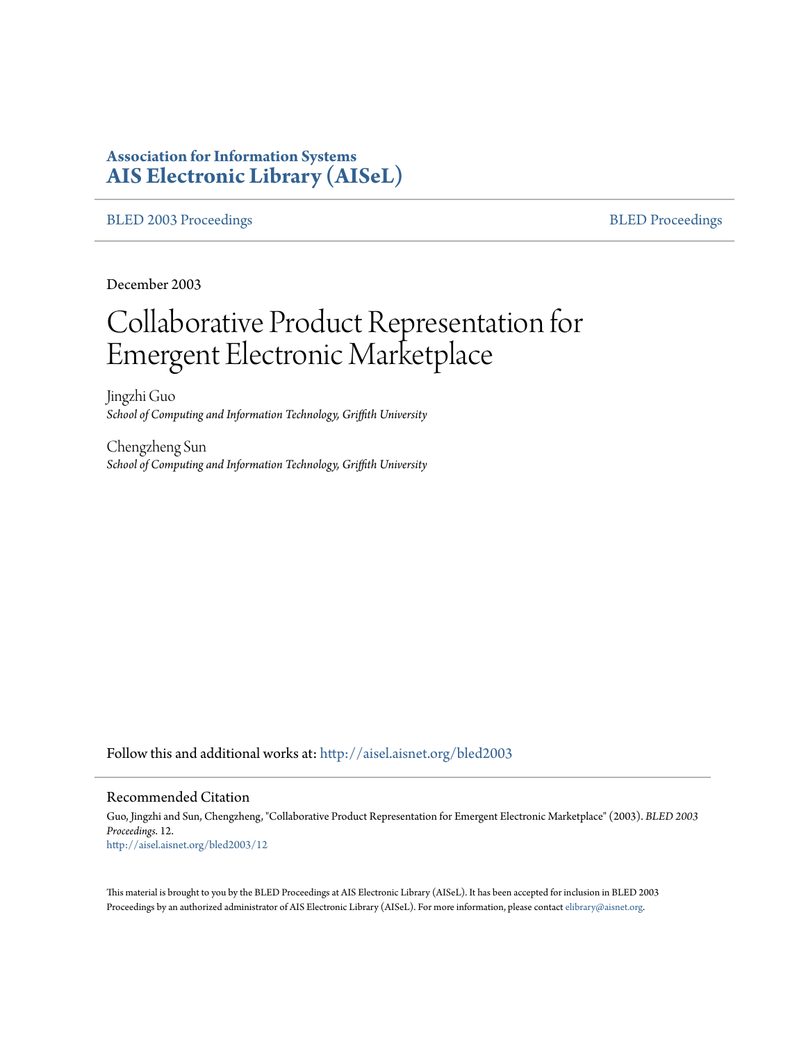**Association for Information Systems**
**AIS Electronic Library (AISeL)**

BLED 2003 Proceedings | BLED Proceedings

December 2003

# Collaborative Product Representation for Emergent Electronic Marketplace

Jingzhi Guo
*School of Computing and Information Technology, Griffith University*

Chengzheng Sun
*School of Computing and Information Technology, Griffith University*

Follow this and additional works at: http://aisel.aisnet.org/bled2003

## Recommended Citation

Guo, Jingzhi and Sun, Chengzheng, "Collaborative Product Representation for Emergent Electronic Marketplace" (2003). *BLED 2003 Proceedings*. 12.
http://aisel.aisnet.org/bled2003/12

This material is brought to you by the BLED Proceedings at AIS Electronic Library (AISeL). It has been accepted for inclusion in BLED 2003 Proceedings by an authorized administrator of AIS Electronic Library (AISeL). For more information, please contact elibrary@aisnet.org.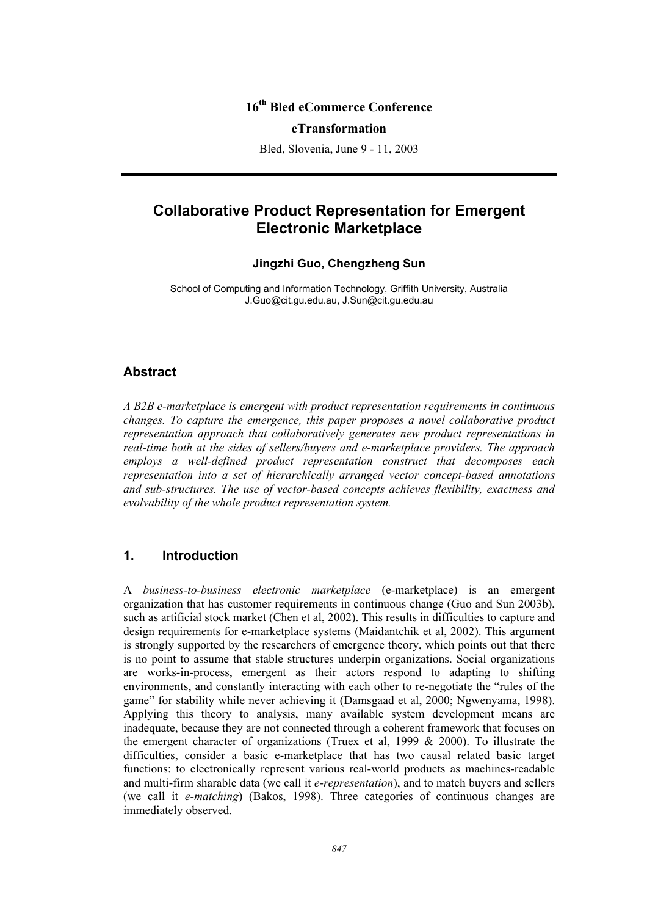16th Bled eCommerce Conference

**eTransformation**

Bled, Slovenia, June 9 - 11, 2003

# Collaborative Product Representation for Emergent Electronic Marketplace

**Jingzhi Guo, Chengzheng Sun**

School of Computing and Information Technology, Griffith University, Australia
J.Guo@cit.gu.edu.au, J.Sun@cit.gu.edu.au

## Abstract

*A B2B e-marketplace is emergent with product representation requirements in continuous changes. To capture the emergence, this paper proposes a novel collaborative product representation approach that collaboratively generates new product representations in real-time both at the sides of sellers/buyers and e-marketplace providers. The approach employs a well-defined product representation construct that decomposes each representation into a set of hierarchically arranged vector concept-based annotations and sub-structures. The use of vector-based concepts achieves flexibility, exactness and evolvability of the whole product representation system.*

## 1. Introduction

A *business-to-business electronic marketplace* (e-marketplace) is an emergent organization that has customer requirements in continuous change (Guo and Sun 2003b), such as artificial stock market (Chen et al, 2002). This results in difficulties to capture and design requirements for e-marketplace systems (Maidantchik et al, 2002). This argument is strongly supported by the researchers of emergence theory, which points out that there is no point to assume that stable structures underpin organizations. Social organizations are works-in-process, emergent as their actors respond to adapting to shifting environments, and constantly interacting with each other to re-negotiate the "rules of the game" for stability while never achieving it (Damsgaad et al, 2000; Ngwenyama, 1998). Applying this theory to analysis, many available system development means are inadequate, because they are not connected through a coherent framework that focuses on the emergent character of organizations (Truex et al, 1999 & 2000). To illustrate the difficulties, consider a basic e-marketplace that has two causal related basic target functions: to electronically represent various real-world products as machines-readable and multi-firm sharable data (we call it *e-representation*), and to match buyers and sellers (we call it *e-matching*) (Bakos, 1998). Three categories of continuous changes are immediately observed.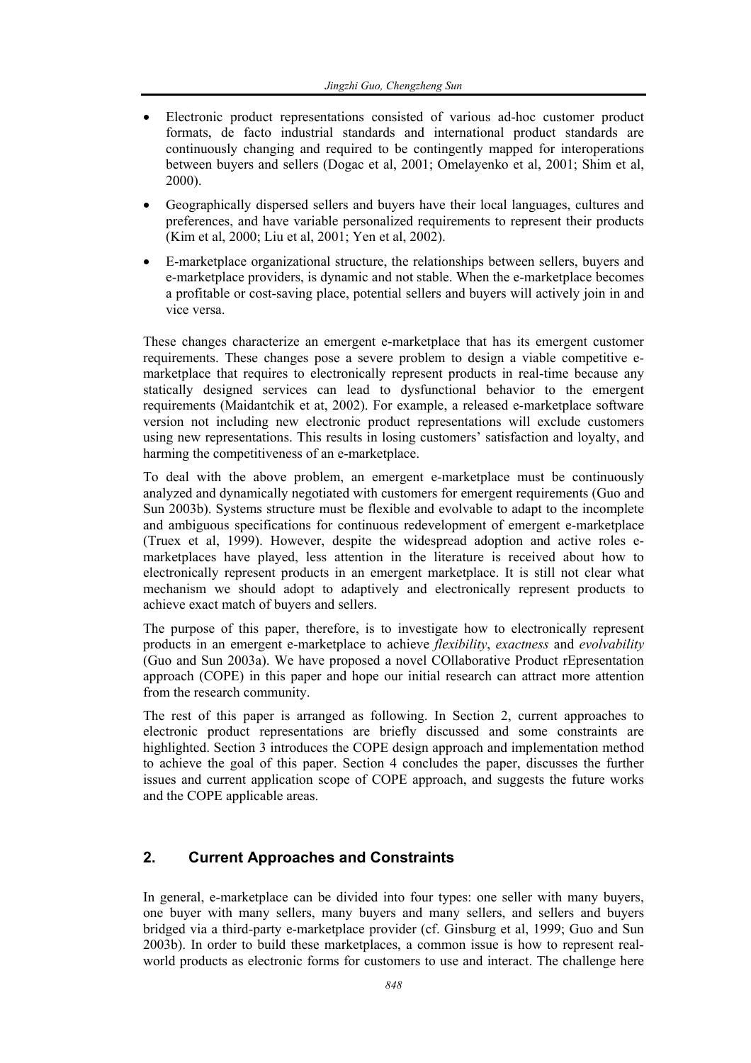- Electronic product representations consisted of various ad-hoc customer product formats, de facto industrial standards and international product standards are continuously changing and required to be contingently mapped for interoperations between buyers and sellers (Dogac et al, 2001; Omelayenko et al, 2001; Shim et al, 2000).
- Geographically dispersed sellers and buyers have their local languages, cultures and preferences, and have variable personalized requirements to represent their products (Kim et al, 2000; Liu et al, 2001; Yen et al, 2002).
- E-marketplace organizational structure, the relationships between sellers, buyers and e-marketplace providers, is dynamic and not stable. When the e-marketplace becomes a profitable or cost-saving place, potential sellers and buyers will actively join in and vice versa.

These changes characterize an emergent e-marketplace that has its emergent customer requirements. These changes pose a severe problem to design a viable competitive e-marketplace that requires to electronically represent products in real-time because any statically designed services can lead to dysfunctional behavior to the emergent requirements (Maidantchik et at, 2002). For example, a released e-marketplace software version not including new electronic product representations will exclude customers using new representations. This results in losing customers' satisfaction and loyalty, and harming the competitiveness of an e-marketplace.

To deal with the above problem, an emergent e-marketplace must be continuously analyzed and dynamically negotiated with customers for emergent requirements (Guo and Sun 2003b). Systems structure must be flexible and evolvable to adapt to the incomplete and ambiguous specifications for continuous redevelopment of emergent e-marketplace (Truex et al, 1999). However, despite the widespread adoption and active roles e-marketplaces have played, less attention in the literature is received about how to electronically represent products in an emergent marketplace. It is still not clear what mechanism we should adopt to adaptively and electronically represent products to achieve exact match of buyers and sellers.

The purpose of this paper, therefore, is to investigate how to electronically represent products in an emergent e-marketplace to achieve *flexibility*, *exactness* and *evolvability* (Guo and Sun 2003a). We have proposed a novel COllaborative Product rEpresentation approach (COPE) in this paper and hope our initial research can attract more attention from the research community.

The rest of this paper is arranged as following. In Section 2, current approaches to electronic product representations are briefly discussed and some constraints are highlighted. Section 3 introduces the COPE design approach and implementation method to achieve the goal of this paper. Section 4 concludes the paper, discusses the further issues and current application scope of COPE approach, and suggests the future works and the COPE applicable areas.

## 2. Current Approaches and Constraints

In general, e-marketplace can be divided into four types: one seller with many buyers, one buyer with many sellers, many buyers and many sellers, and sellers and buyers bridged via a third-party e-marketplace provider (cf. Ginsburg et al, 1999; Guo and Sun 2003b). In order to build these marketplaces, a common issue is how to represent real-world products as electronic forms for customers to use and interact. The challenge here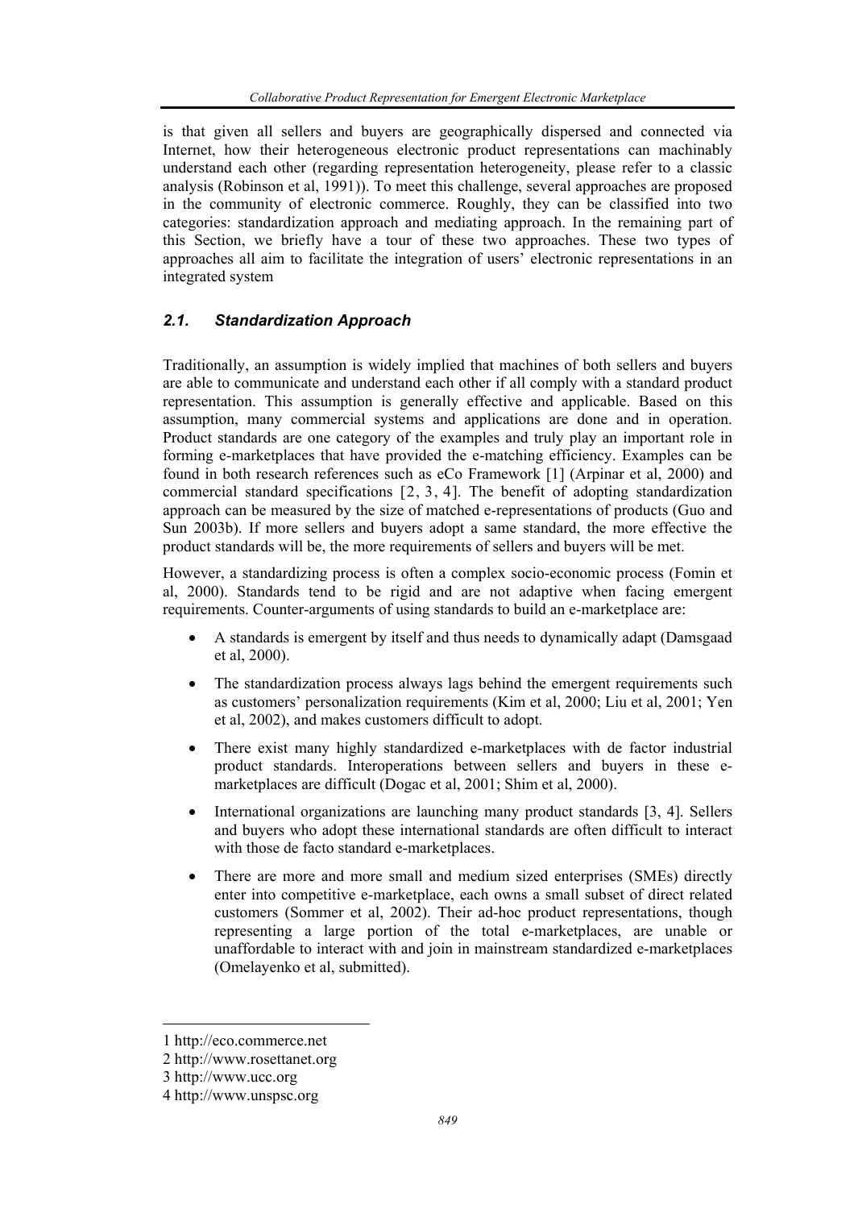is that given all sellers and buyers are geographically dispersed and connected via Internet, how their heterogeneous electronic product representations can machinably understand each other (regarding representation heterogeneity, please refer to a classic analysis (Robinson et al, 1991)). To meet this challenge, several approaches are proposed in the community of electronic commerce. Roughly, they can be classified into two categories: standardization approach and mediating approach. In the remaining part of this Section, we briefly have a tour of these two approaches. These two types of approaches all aim to facilitate the integration of users' electronic representations in an integrated system

### *2.1. Standardization Approach*

Traditionally, an assumption is widely implied that machines of both sellers and buyers are able to communicate and understand each other if all comply with a standard product representation. This assumption is generally effective and applicable. Based on this assumption, many commercial systems and applications are done and in operation. Product standards are one category of the examples and truly play an important role in forming e-marketplaces that have provided the e-matching efficiency. Examples can be found in both research references such as eCo Framework [1] (Arpinar et al, 2000) and commercial standard specifications [2, 3, 4]. The benefit of adopting standardization approach can be measured by the size of matched e-representations of products (Guo and Sun 2003b). If more sellers and buyers adopt a same standard, the more effective the product standards will be, the more requirements of sellers and buyers will be met.

However, a standardizing process is often a complex socio-economic process (Fomin et al, 2000). Standards tend to be rigid and are not adaptive when facing emergent requirements. Counter-arguments of using standards to build an e-marketplace are:

- A standards is emergent by itself and thus needs to dynamically adapt (Damsgaad et al, 2000).
- The standardization process always lags behind the emergent requirements such as customers' personalization requirements (Kim et al, 2000; Liu et al, 2001; Yen et al, 2002), and makes customers difficult to adopt.
- There exist many highly standardized e-marketplaces with de factor industrial product standards. Interoperations between sellers and buyers in these e-marketplaces are difficult (Dogac et al, 2001; Shim et al, 2000).
- International organizations are launching many product standards [3, 4]. Sellers and buyers who adopt these international standards are often difficult to interact with those de facto standard e-marketplaces.
- There are more and more small and medium sized enterprises (SMEs) directly enter into competitive e-marketplace, each owns a small subset of direct related customers (Sommer et al, 2002). Their ad-hoc product representations, though representing a large portion of the total e-marketplaces, are unable or unaffordable to interact with and join in mainstream standardized e-marketplaces (Omelayenko et al, submitted).

---

1 http://eco.commerce.net

2 http://www.rosettanet.org

3 http://www.ucc.org

4 http://www.unspsc.org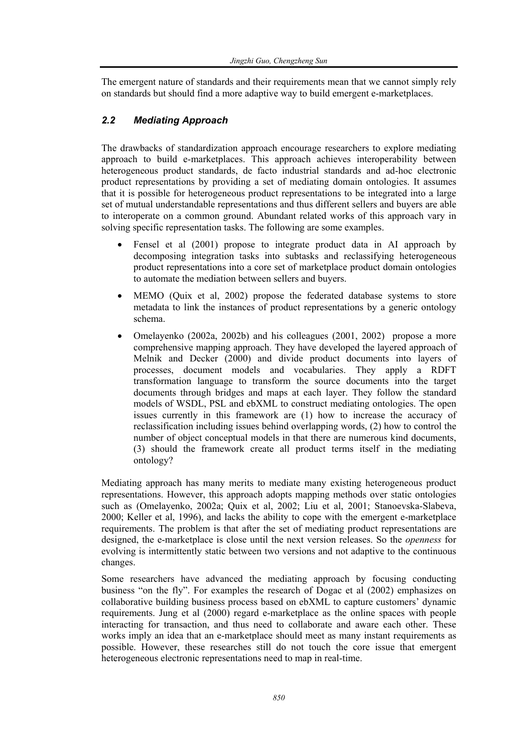The emergent nature of standards and their requirements mean that we cannot simply rely on standards but should find a more adaptive way to build emergent e-marketplaces.

## *2.2 Mediating Approach*

The drawbacks of standardization approach encourage researchers to explore mediating approach to build e-marketplaces. This approach achieves interoperability between heterogeneous product standards, de facto industrial standards and ad-hoc electronic product representations by providing a set of mediating domain ontologies. It assumes that it is possible for heterogeneous product representations to be integrated into a large set of mutual understandable representations and thus different sellers and buyers are able to interoperate on a common ground. Abundant related works of this approach vary in solving specific representation tasks. The following are some examples.

- Fensel et al (2001) propose to integrate product data in AI approach by decomposing integration tasks into subtasks and reclassifying heterogeneous product representations into a core set of marketplace product domain ontologies to automate the mediation between sellers and buyers.
- MEMO (Quix et al, 2002) propose the federated database systems to store metadata to link the instances of product representations by a generic ontology schema.
- Omelayenko (2002a, 2002b) and his colleagues (2001, 2002) propose a more comprehensive mapping approach. They have developed the layered approach of Melnik and Decker (2000) and divide product documents into layers of processes, document models and vocabularies. They apply a RDFT transformation language to transform the source documents into the target documents through bridges and maps at each layer. They follow the standard models of WSDL, PSL and ebXML to construct mediating ontologies. The open issues currently in this framework are (1) how to increase the accuracy of reclassification including issues behind overlapping words, (2) how to control the number of object conceptual models in that there are numerous kind documents, (3) should the framework create all product terms itself in the mediating ontology?

Mediating approach has many merits to mediate many existing heterogeneous product representations. However, this approach adopts mapping methods over static ontologies such as (Omelayenko, 2002a; Quix et al, 2002; Liu et al, 2001; Stanoevska-Slabeva, 2000; Keller et al, 1996), and lacks the ability to cope with the emergent e-marketplace requirements. The problem is that after the set of mediating product representations are designed, the e-marketplace is close until the next version releases. So the *openness* for evolving is intermittently static between two versions and not adaptive to the continuous changes.

Some researchers have advanced the mediating approach by focusing conducting business "on the fly". For examples the research of Dogac et al (2002) emphasizes on collaborative building business process based on ebXML to capture customers' dynamic requirements. Jung et al (2000) regard e-marketplace as the online spaces with people interacting for transaction, and thus need to collaborate and aware each other. These works imply an idea that an e-marketplace should meet as many instant requirements as possible. However, these researches still do not touch the core issue that emergent heterogeneous electronic representations need to map in real-time.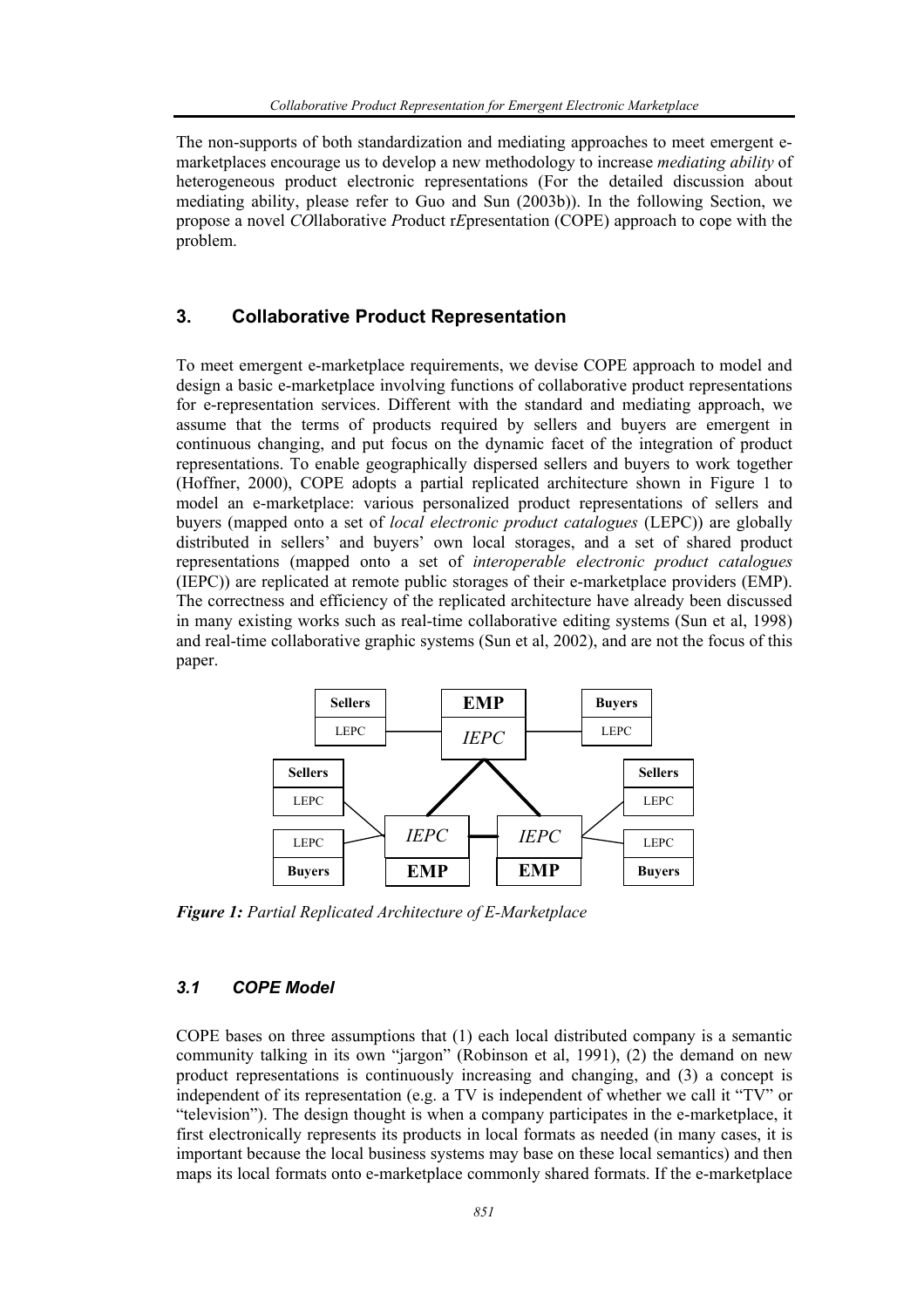The non-supports of both standardization and mediating approaches to meet emergent e-marketplaces encourage us to develop a new methodology to increase *mediating ability* of heterogeneous product electronic representations (For the detailed discussion about mediating ability, please refer to Guo and Sun (2003b)). In the following Section, we propose a novel *CO*llaborative *P*roduct r*E*presentation (COPE) approach to cope with the problem.

## 3. Collaborative Product Representation

To meet emergent e-marketplace requirements, we devise COPE approach to model and design a basic e-marketplace involving functions of collaborative product representations for e-representation services. Different with the standard and mediating approach, we assume that the terms of products required by sellers and buyers are emergent in continuous changing, and put focus on the dynamic facet of the integration of product representations. To enable geographically dispersed sellers and buyers to work together (Hoffner, 2000), COPE adopts a partial replicated architecture shown in Figure 1 to model an e-marketplace: various personalized product representations of sellers and buyers (mapped onto a set of *local electronic product catalogues* (LEPC)) are globally distributed in sellers' and buyers' own local storages, and a set of shared product representations (mapped onto a set of *interoperable electronic product catalogues* (IEPC)) are replicated at remote public storages of their e-marketplace providers (EMP). The correctness and efficiency of the replicated architecture have already been discussed in many existing works such as real-time collaborative editing systems (Sun et al, 1998) and real-time collaborative graphic systems (Sun et al, 2002), and are not the focus of this paper.

***Figure 1:*** *Partial Replicated Architecture of E-Marketplace*

### *3.1 COPE Model*

COPE bases on three assumptions that (1) each local distributed company is a semantic community talking in its own "jargon" (Robinson et al, 1991), (2) the demand on new product representations is continuously increasing and changing, and (3) a concept is independent of its representation (e.g. a TV is independent of whether we call it "TV" or "television"). The design thought is when a company participates in the e-marketplace, it first electronically represents its products in local formats as needed (in many cases, it is important because the local business systems may base on these local semantics) and then maps its local formats onto e-marketplace commonly shared formats. If the e-marketplace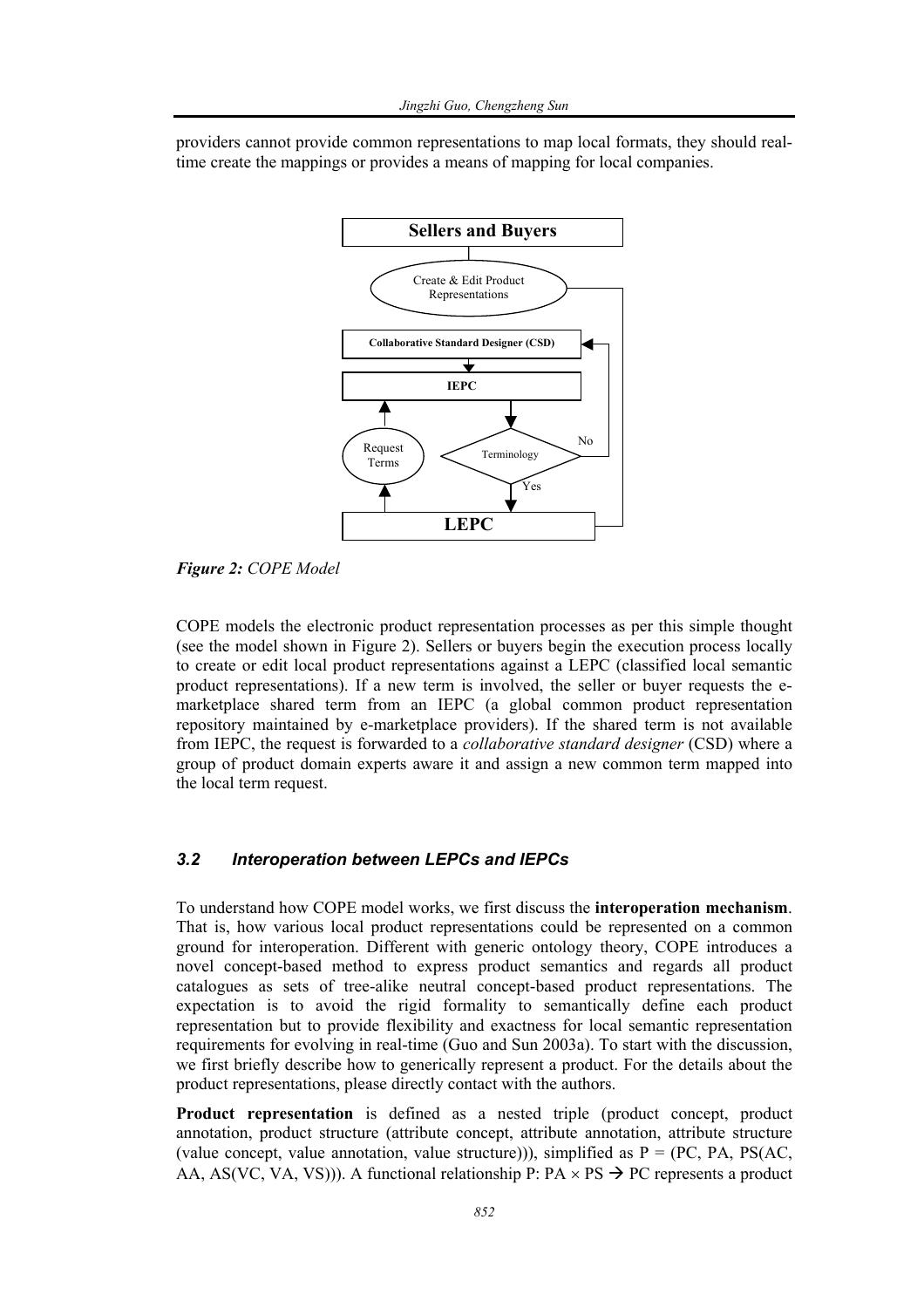providers cannot provide common representations to map local formats, they should real-time create the mappings or provides a means of mapping for local companies.

*Figure 2: COPE Model*

COPE models the electronic product representation processes as per this simple thought (see the model shown in Figure 2). Sellers or buyers begin the execution process locally to create or edit local product representations against a LEPC (classified local semantic product representations). If a new term is involved, the seller or buyer requests the e-marketplace shared term from an IEPC (a global common product representation repository maintained by e-marketplace providers). If the shared term is not available from IEPC, the request is forwarded to a *collaborative standard designer* (CSD) where a group of product domain experts aware it and assign a new common term mapped into the local term request.

### *3.2 Interoperation between LEPCs and IEPCs*

To understand how COPE model works, we first discuss the **interoperation mechanism**. That is, how various local product representations could be represented on a common ground for interoperation. Different with generic ontology theory, COPE introduces a novel concept-based method to express product semantics and regards all product catalogues as sets of tree-alike neutral concept-based product representations. The expectation is to avoid the rigid formality to semantically define each product representation but to provide flexibility and exactness for local semantic representation requirements for evolving in real-time (Guo and Sun 2003a). To start with the discussion, we first briefly describe how to generically represent a product. For the details about the product representations, please directly contact with the authors.

**Product representation** is defined as a nested triple (product concept, product annotation, product structure (attribute concept, attribute annotation, attribute structure (value concept, value annotation, value structure))), simplified as P = (PC, PA, PS(AC, AA, AS(VC, VA, VS))). A functional relationship P: $PA \times PS \rightarrow PC$ represents a product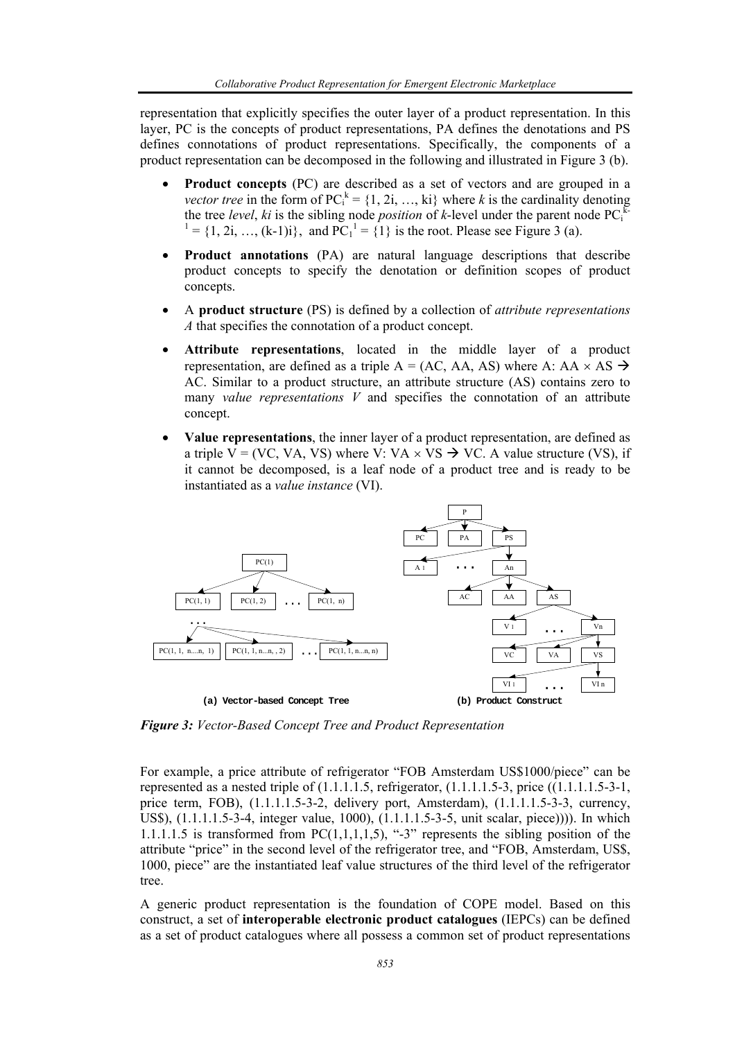representation that explicitly specifies the outer layer of a product representation. In this layer, PC is the concepts of product representations, PA defines the denotations and PS defines connotations of product representations. Specifically, the components of a product representation can be decomposed in the following and illustrated in Figure 3 (b).

- **Product concepts** (PC) are described as a set of vectors and are grouped in a *vector tree* in the form of $PC_i^k = \{1, 2i, \ldots, ki\}$ where *k* is the cardinality denoting the tree *level*, *ki* is the sibling node *position* of *k*-level under the parent node $PC_i^{k-1} = \{1, 2i, \ldots, (k-1)i\}$, and $PC_1^1 = \{1\}$ is the root. Please see Figure 3 (a).
- **Product annotations** (PA) are natural language descriptions that describe product concepts to specify the denotation or definition scopes of product concepts.
- A **product structure** (PS) is defined by a collection of *attribute representations A* that specifies the connotation of a product concept.
- **Attribute representations**, located in the middle layer of a product representation, are defined as a triple A = (AC, AA, AS) where A: AA × AS → AC. Similar to a product structure, an attribute structure (AS) contains zero to many *value representations V* and specifies the connotation of an attribute concept.
- **Value representations**, the inner layer of a product representation, are defined as a triple V = (VC, VA, VS) where V: VA × VS → VC. A value structure (VS), if it cannot be decomposed, is a leaf node of a product tree and is ready to be instantiated as a *value instance* (VI).

(a) Vector-based Concept Tree (b) Product Construct

***Figure 3:*** *Vector-Based Concept Tree and Product Representation*

For example, a price attribute of refrigerator "FOB Amsterdam US$1000/piece" can be represented as a nested triple of (1.1.1.1.5, refrigerator, (1.1.1.1.5-3, price ((1.1.1.1.5-3-1, price term, FOB), (1.1.1.1.5-3-2, delivery port, Amsterdam), (1.1.1.1.5-3-3, currency, US$), (1.1.1.1.5-3-4, integer value, 1000), (1.1.1.1.5-3-5, unit scalar, piece)))). In which 1.1.1.1.5 is transformed from PC(1,1,1,1,5), "-3" represents the sibling position of the attribute "price" in the second level of the refrigerator tree, and "FOB, Amsterdam, US$, 1000, piece" are the instantiated leaf value structures of the third level of the refrigerator tree.

A generic product representation is the foundation of COPE model. Based on this construct, a set of **interoperable electronic product catalogues** (IEPCs) can be defined as a set of product catalogues where all possess a common set of product representations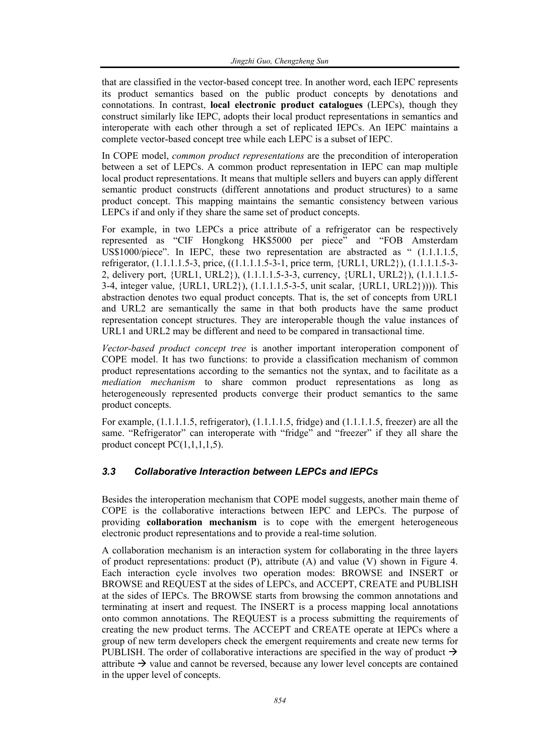that are classified in the vector-based concept tree. In another word, each IEPC represents its product semantics based on the public product concepts by denotations and connotations. In contrast, **local electronic product catalogues** (LEPCs), though they construct similarly like IEPC, adopts their local product representations in semantics and interoperate with each other through a set of replicated IEPCs. An IEPC maintains a complete vector-based concept tree while each LEPC is a subset of IEPC.

In COPE model, *common product representations* are the precondition of interoperation between a set of LEPCs. A common product representation in IEPC can map multiple local product representations. It means that multiple sellers and buyers can apply different semantic product constructs (different annotations and product structures) to a same product concept. This mapping maintains the semantic consistency between various LEPCs if and only if they share the same set of product concepts.

For example, in two LEPCs a price attribute of a refrigerator can be respectively represented as "CIF Hongkong HK$5000 per piece" and "FOB Amsterdam US$1000/piece". In IEPC, these two representation are abstracted as " (1.1.1.1.5, refrigerator, (1.1.1.1.5-3, price, ((1.1.1.1.5-3-1, price term, {URL1, URL2}), (1.1.1.1.5-3-2, delivery port, {URL1, URL2}), (1.1.1.1.5-3-3, currency, {URL1, URL2}), (1.1.1.1.5-3-4, integer value, {URL1, URL2}), (1.1.1.1.5-3-5, unit scalar, {URL1, URL2})))). This abstraction denotes two equal product concepts. That is, the set of concepts from URL1 and URL2 are semantically the same in that both products have the same product representation concept structures. They are interoperable though the value instances of URL1 and URL2 may be different and need to be compared in transactional time.

*Vector-based product concept tree* is another important interoperation component of COPE model. It has two functions: to provide a classification mechanism of common product representations according to the semantics not the syntax, and to facilitate as a *mediation mechanism* to share common product representations as long as heterogeneously represented products converge their product semantics to the same product concepts.

For example, (1.1.1.1.5, refrigerator), (1.1.1.1.5, fridge) and (1.1.1.1.5, freezer) are all the same. "Refrigerator" can interoperate with "fridge" and "freezer" if they all share the product concept PC(1,1,1,1,5).

### *3.3 Collaborative Interaction between LEPCs and IEPCs*

Besides the interoperation mechanism that COPE model suggests, another main theme of COPE is the collaborative interactions between IEPC and LEPCs. The purpose of providing **collaboration mechanism** is to cope with the emergent heterogeneous electronic product representations and to provide a real-time solution.

A collaboration mechanism is an interaction system for collaborating in the three layers of product representations: product (P), attribute (A) and value (V) shown in Figure 4. Each interaction cycle involves two operation modes: BROWSE and INSERT or BROWSE and REQUEST at the sides of LEPCs, and ACCEPT, CREATE and PUBLISH at the sides of IEPCs. The BROWSE starts from browsing the common annotations and terminating at insert and request. The INSERT is a process mapping local annotations onto common annotations. The REQUEST is a process submitting the requirements of creating the new product terms. The ACCEPT and CREATE operate at IEPCs where a group of new term developers check the emergent requirements and create new terms for PUBLISH. The order of collaborative interactions are specified in the way of product → attribute → value and cannot be reversed, because any lower level concepts are contained in the upper level of concepts.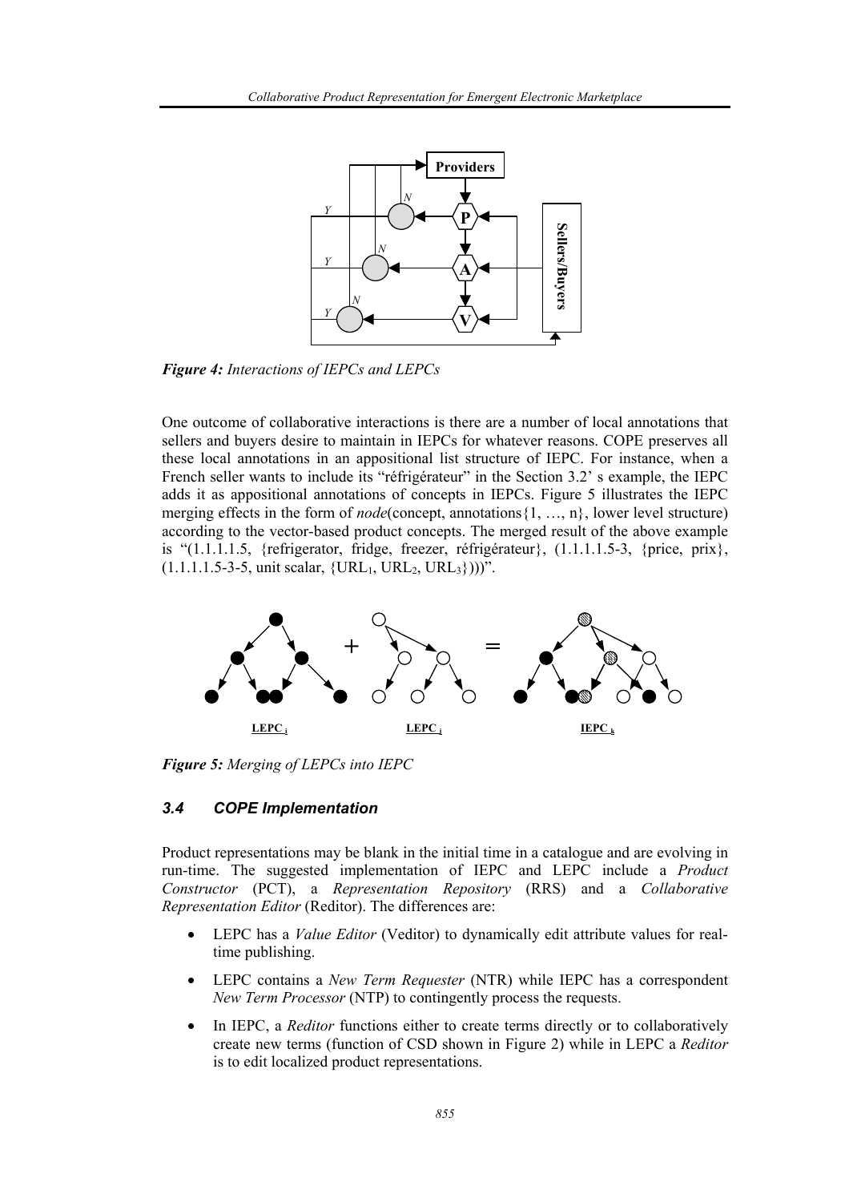*Figure 4: Interactions of IEPCs and LEPCs*

One outcome of collaborative interactions is there are a number of local annotations that sellers and buyers desire to maintain in IEPCs for whatever reasons. COPE preserves all these local annotations in an appositional list structure of IEPC. For instance, when a French seller wants to include its "réfrigérateur" in the Section 3.2' s example, the IEPC adds it as appositional annotations of concepts in IEPCs. Figure 5 illustrates the IEPC merging effects in the form of *node*(concept, annotations{1, …, n}, lower level structure) according to the vector-based product concepts. The merged result of the above example is "(1.1.1.1.5, {refrigerator, fridge, freezer, réfrigérateur}, (1.1.1.1.5-3, {price, prix}, (1.1.1.1.5-3-5, unit scalar, {$URL_1$, $URL_2$, $URL_3$})))".

*Figure 5: Merging of LEPCs into IEPC*

### 3.4 COPE Implementation

Product representations may be blank in the initial time in a catalogue and are evolving in run-time. The suggested implementation of IEPC and LEPC include a *Product Constructor* (PCT), a *Representation Repository* (RRS) and a *Collaborative Representation Editor* (Reditor). The differences are:

- LEPC has a *Value Editor* (Veditor) to dynamically edit attribute values for real-time publishing.
- LEPC contains a *New Term Requester* (NTR) while IEPC has a correspondent *New Term Processor* (NTP) to contingently process the requests.
- In IEPC, a *Reditor* functions either to create terms directly or to collaboratively create new terms (function of CSD shown in Figure 2) while in LEPC a *Reditor* is to edit localized product representations.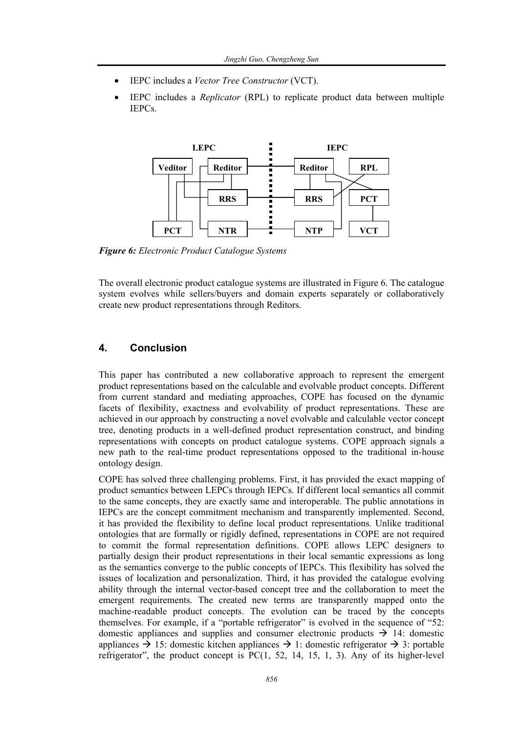- IEPC includes a *Vector Tree Constructor* (VCT).
- IEPC includes a *Replicator* (RPL) to replicate product data between multiple IEPCs.

***Figure 6:*** *Electronic Product Catalogue Systems*

The overall electronic product catalogue systems are illustrated in Figure 6. The catalogue system evolves while sellers/buyers and domain experts separately or collaboratively create new product representations through Reditors.

## 4. Conclusion

This paper has contributed a new collaborative approach to represent the emergent product representations based on the calculable and evolvable product concepts. Different from current standard and mediating approaches, COPE has focused on the dynamic facets of flexibility, exactness and evolvability of product representations. These are achieved in our approach by constructing a novel evolvable and calculable vector concept tree, denoting products in a well-defined product representation construct, and binding representations with concepts on product catalogue systems. COPE approach signals a new path to the real-time product representations opposed to the traditional in-house ontology design.

COPE has solved three challenging problems. First, it has provided the exact mapping of product semantics between LEPCs through IEPCs. If different local semantics all commit to the same concepts, they are exactly same and interoperable. The public annotations in IEPCs are the concept commitment mechanism and transparently implemented. Second, it has provided the flexibility to define local product representations. Unlike traditional ontologies that are formally or rigidly defined, representations in COPE are not required to commit the formal representation definitions. COPE allows LEPC designers to partially design their product representations in their local semantic expressions as long as the semantics converge to the public concepts of IEPCs. This flexibility has solved the issues of localization and personalization. Third, it has provided the catalogue evolving ability through the internal vector-based concept tree and the collaboration to meet the emergent requirements. The created new terms are transparently mapped onto the machine-readable product concepts. The evolution can be traced by the concepts themselves. For example, if a "portable refrigerator" is evolved in the sequence of "52: domestic appliances and supplies and consumer electronic products → 14: domestic appliances → 15: domestic kitchen appliances → 1: domestic refrigerator → 3: portable refrigerator", the product concept is PC(1, 52, 14, 15, 1, 3). Any of its higher-level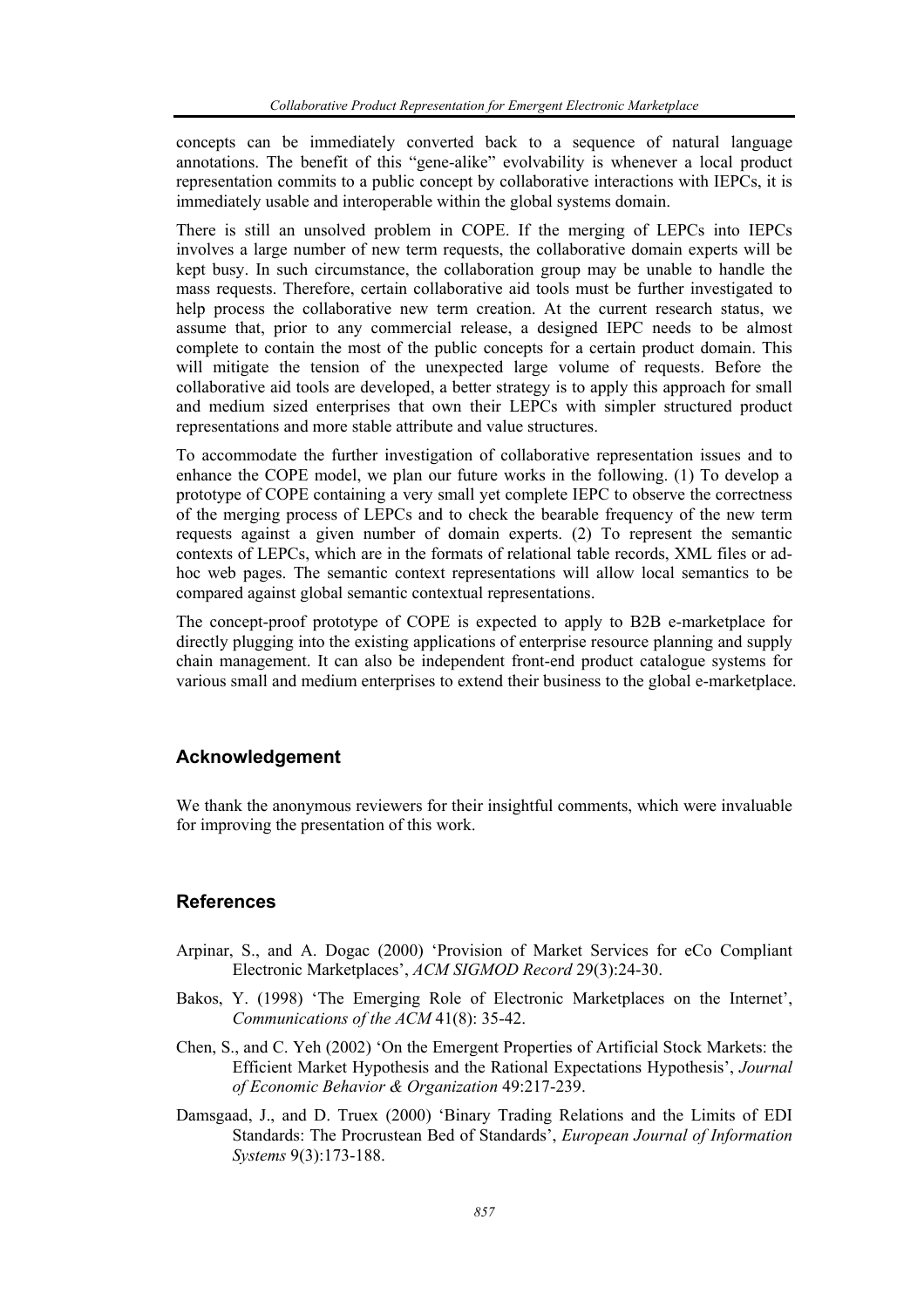concepts can be immediately converted back to a sequence of natural language annotations. The benefit of this "gene-alike" evolvability is whenever a local product representation commits to a public concept by collaborative interactions with IEPCs, it is immediately usable and interoperable within the global systems domain.

There is still an unsolved problem in COPE. If the merging of LEPCs into IEPCs involves a large number of new term requests, the collaborative domain experts will be kept busy. In such circumstance, the collaboration group may be unable to handle the mass requests. Therefore, certain collaborative aid tools must be further investigated to help process the collaborative new term creation. At the current research status, we assume that, prior to any commercial release, a designed IEPC needs to be almost complete to contain the most of the public concepts for a certain product domain. This will mitigate the tension of the unexpected large volume of requests. Before the collaborative aid tools are developed, a better strategy is to apply this approach for small and medium sized enterprises that own their LEPCs with simpler structured product representations and more stable attribute and value structures.

To accommodate the further investigation of collaborative representation issues and to enhance the COPE model, we plan our future works in the following. (1) To develop a prototype of COPE containing a very small yet complete IEPC to observe the correctness of the merging process of LEPCs and to check the bearable frequency of the new term requests against a given number of domain experts. (2) To represent the semantic contexts of LEPCs, which are in the formats of relational table records, XML files or ad-hoc web pages. The semantic context representations will allow local semantics to be compared against global semantic contextual representations.

The concept-proof prototype of COPE is expected to apply to B2B e-marketplace for directly plugging into the existing applications of enterprise resource planning and supply chain management. It can also be independent front-end product catalogue systems for various small and medium enterprises to extend their business to the global e-marketplace.

## Acknowledgement

We thank the anonymous reviewers for their insightful comments, which were invaluable for improving the presentation of this work.

## References

Arpinar, S., and A. Dogac (2000) 'Provision of Market Services for eCo Compliant Electronic Marketplaces', *ACM SIGMOD Record* 29(3):24-30.

Bakos, Y. (1998) 'The Emerging Role of Electronic Marketplaces on the Internet', *Communications of the ACM* 41(8): 35-42.

Chen, S., and C. Yeh (2002) 'On the Emergent Properties of Artificial Stock Markets: the Efficient Market Hypothesis and the Rational Expectations Hypothesis', *Journal of Economic Behavior & Organization* 49:217-239.

Damsgaad, J., and D. Truex (2000) 'Binary Trading Relations and the Limits of EDI Standards: The Procrustean Bed of Standards', *European Journal of Information Systems* 9(3):173-188.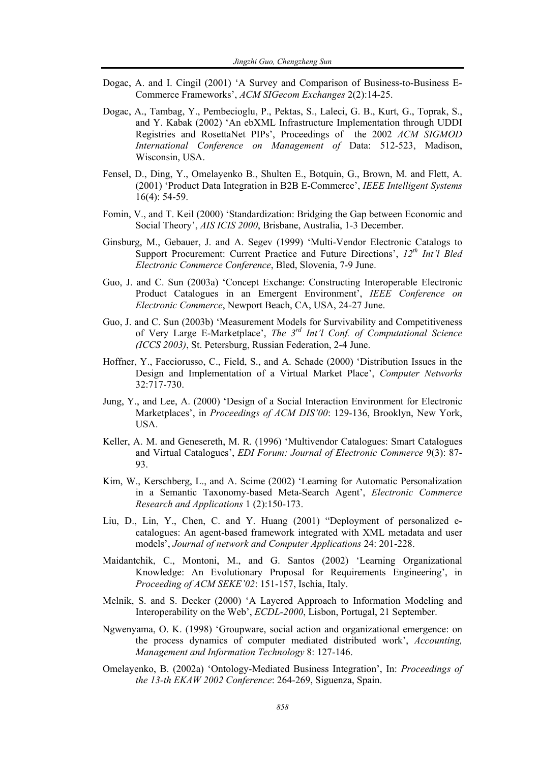Dogac, A. and I. Cingil (2001) 'A Survey and Comparison of Business-to-Business E-Commerce Frameworks', *ACM SIGecom Exchanges* 2(2):14-25.

Dogac, A., Tambag, Y., Pembecioglu, P., Pektas, S., Laleci, G. B., Kurt, G., Toprak, S., and Y. Kabak (2002) 'An ebXML Infrastructure Implementation through UDDI Registries and RosettaNet PIPs', Proceedings of the 2002 *ACM SIGMOD International Conference on Management of* Data: 512-523, Madison, Wisconsin, USA.

Fensel, D., Ding, Y., Omelayenko B., Shulten E., Botquin, G., Brown, M. and Flett, A. (2001) 'Product Data Integration in B2B E-Commerce', *IEEE Intelligent Systems* 16(4): 54-59.

Fomin, V., and T. Keil (2000) 'Standardization: Bridging the Gap between Economic and Social Theory', *AIS ICIS 2000*, Brisbane, Australia, 1-3 December.

Ginsburg, M., Gebauer, J. and A. Segev (1999) 'Multi-Vendor Electronic Catalogs to Support Procurement: Current Practice and Future Directions', *12th Int'l Bled Electronic Commerce Conference*, Bled, Slovenia, 7-9 June.

Guo, J. and C. Sun (2003a) 'Concept Exchange: Constructing Interoperable Electronic Product Catalogues in an Emergent Environment', *IEEE Conference on Electronic Commerce*, Newport Beach, CA, USA, 24-27 June.

Guo, J. and C. Sun (2003b) 'Measurement Models for Survivability and Competitiveness of Very Large E-Marketplace', *The 3rd Int'l Conf. of Computational Science (ICCS 2003)*, St. Petersburg, Russian Federation, 2-4 June.

Hoffner, Y., Facciorusso, C., Field, S., and A. Schade (2000) 'Distribution Issues in the Design and Implementation of a Virtual Market Place', *Computer Networks* 32:717-730.

Jung, Y., and Lee, A. (2000) 'Design of a Social Interaction Environment for Electronic Marketplaces', in *Proceedings of ACM DIS'00*: 129-136, Brooklyn, New York, USA.

Keller, A. M. and Genesereth, M. R. (1996) 'Multivendor Catalogues: Smart Catalogues and Virtual Catalogues', *EDI Forum: Journal of Electronic Commerce* 9(3): 87-93.

Kim, W., Kerschberg, L., and A. Scime (2002) 'Learning for Automatic Personalization in a Semantic Taxonomy-based Meta-Search Agent', *Electronic Commerce Research and Applications* 1 (2):150-173.

Liu, D., Lin, Y., Chen, C. and Y. Huang (2001) "Deployment of personalized e-catalogues: An agent-based framework integrated with XML metadata and user models', *Journal of network and Computer Applications* 24: 201-228.

Maidantchik, C., Montoni, M., and G. Santos (2002) 'Learning Organizational Knowledge: An Evolutionary Proposal for Requirements Engineering', in *Proceeding of ACM SEKE'02*: 151-157, Ischia, Italy.

Melnik, S. and S. Decker (2000) 'A Layered Approach to Information Modeling and Interoperability on the Web', *ECDL-2000*, Lisbon, Portugal, 21 September.

Ngwenyama, O. K. (1998) 'Groupware, social action and organizational emergence: on the process dynamics of computer mediated distributed work', *Accounting, Management and Information Technology* 8: 127-146.

Omelayenko, B. (2002a) 'Ontology-Mediated Business Integration', In: *Proceedings of the 13-th EKAW 2002 Conference*: 264-269, Siguenza, Spain.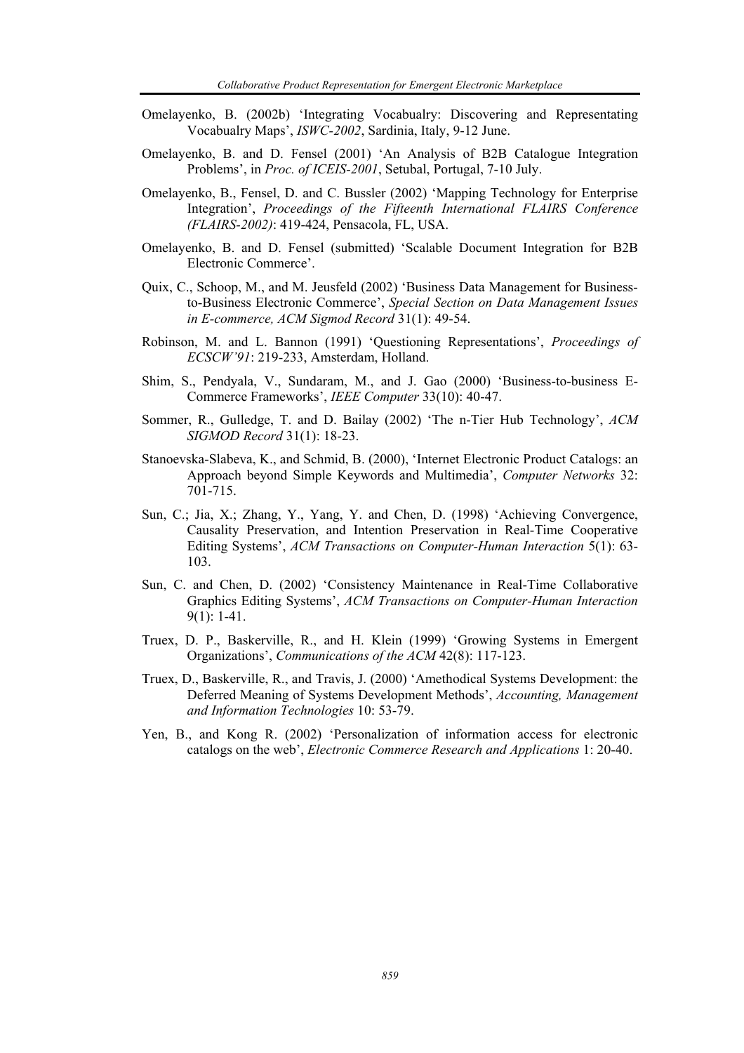Omelayenko, B. (2002b) ‘Integrating Vocabualry: Discovering and Representating Vocabualry Maps’, *ISWC-2002*, Sardinia, Italy, 9-12 June.

Omelayenko, B. and D. Fensel (2001) ‘An Analysis of B2B Catalogue Integration Problems’, in *Proc. of ICEIS-2001*, Setubal, Portugal, 7-10 July.

Omelayenko, B., Fensel, D. and C. Bussler (2002) ‘Mapping Technology for Enterprise Integration’, *Proceedings of the Fifteenth International FLAIRS Conference (FLAIRS-2002)*: 419-424, Pensacola, FL, USA.

Omelayenko, B. and D. Fensel (submitted) ‘Scalable Document Integration for B2B Electronic Commerce’.

Quix, C., Schoop, M., and M. Jeusfeld (2002) ‘Business Data Management for Business-to-Business Electronic Commerce’, *Special Section on Data Management Issues in E-commerce, ACM Sigmod Record* 31(1): 49-54.

Robinson, M. and L. Bannon (1991) ‘Questioning Representations’, *Proceedings of ECSCW’91*: 219-233, Amsterdam, Holland.

Shim, S., Pendyala, V., Sundaram, M., and J. Gao (2000) ‘Business-to-business E-Commerce Frameworks’, *IEEE Computer* 33(10): 40-47.

Sommer, R., Gulledge, T. and D. Bailay (2002) ‘The n-Tier Hub Technology’, *ACM SIGMOD Record* 31(1): 18-23.

Stanoevska-Slabeva, K., and Schmid, B. (2000), ‘Internet Electronic Product Catalogs: an Approach beyond Simple Keywords and Multimedia’, *Computer Networks* 32: 701-715.

Sun, C.; Jia, X.; Zhang, Y., Yang, Y. and Chen, D. (1998) ‘Achieving Convergence, Causality Preservation, and Intention Preservation in Real-Time Cooperative Editing Systems’, *ACM Transactions on Computer-Human Interaction* 5(1): 63-103.

Sun, C. and Chen, D. (2002) ‘Consistency Maintenance in Real-Time Collaborative Graphics Editing Systems’, *ACM Transactions on Computer-Human Interaction* 9(1): 1-41.

Truex, D. P., Baskerville, R., and H. Klein (1999) ‘Growing Systems in Emergent Organizations’, *Communications of the ACM* 42(8): 117-123.

Truex, D., Baskerville, R., and Travis, J. (2000) ‘Amethodical Systems Development: the Deferred Meaning of Systems Development Methods’, *Accounting, Management and Information Technologies* 10: 53-79.

Yen, B., and Kong R. (2002) ‘Personalization of information access for electronic catalogs on the web’, *Electronic Commerce Research and Applications* 1: 20-40.